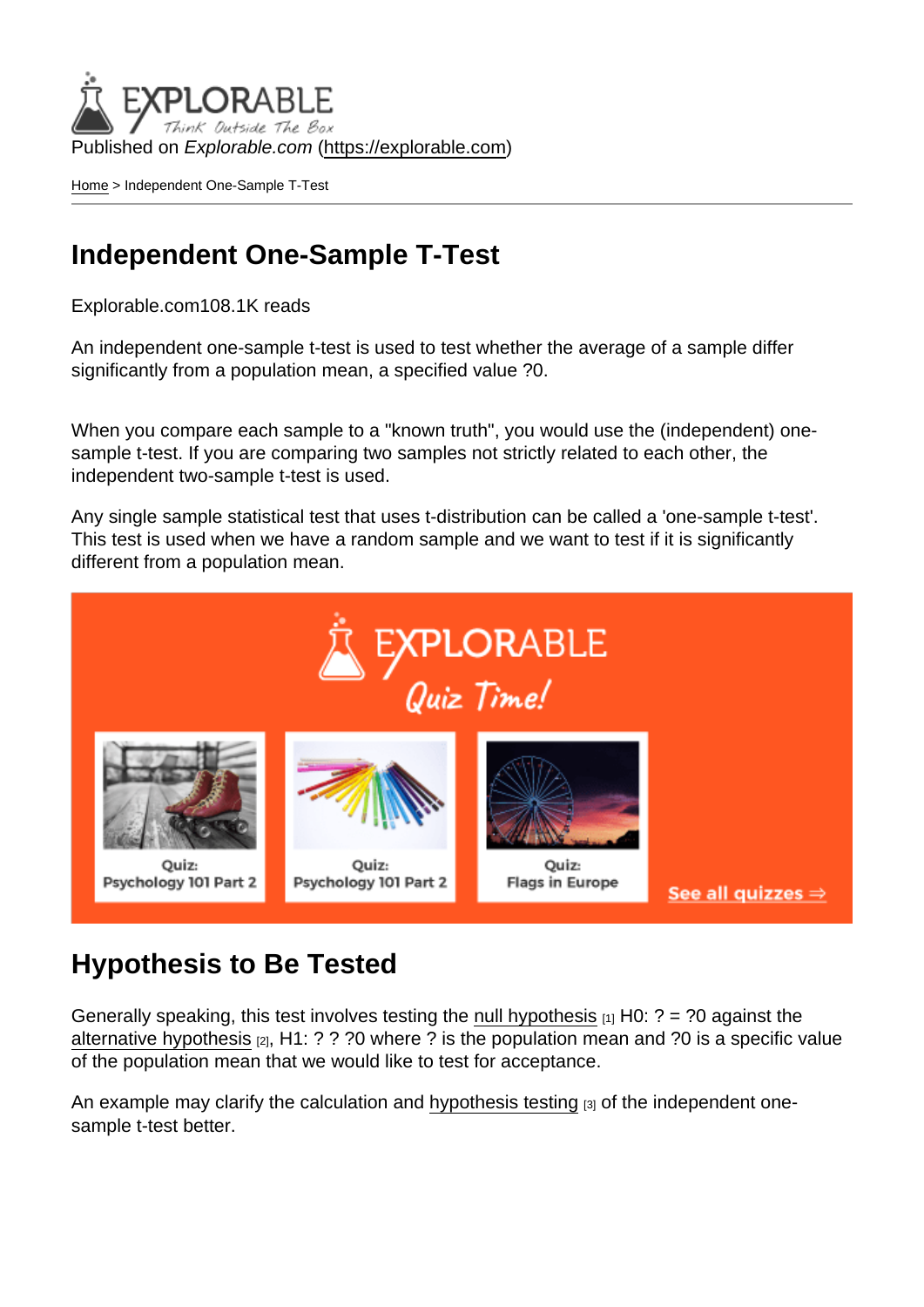Published on *Explorable.com* (https://explorable.com)

Home > Independent One-Sample T-Test

# Independent One-Sample T-Test

Explorable.com108.1K reads

An independent one-sample t-test is used to test whether the average of a sample differ significantly from a population mean, a specified value ?0.

When you compare each sample to a "known truth", you would use the (independent) one-sample t-test. If you are comparing two samples not strictly related to each other, the independent two-sample t-test is used.

Any single sample statistical test that uses t-distribution can be called a 'one-sample t-test'. This test is used when we have a random sample and we want to test if it is significantly different from a population mean.

## Hypothesis to Be Tested

Generally speaking, this test involves testing the null hypothesis [1] H0: ? = ?0 against the alternative hypothesis [2], H1: ? ? ?0 where ? is the population mean and ?0 is a specific value of the population mean that we would like to test for acceptance.

An example may clarify the calculation and hypothesis testing [3] of the independent one-sample t-test better.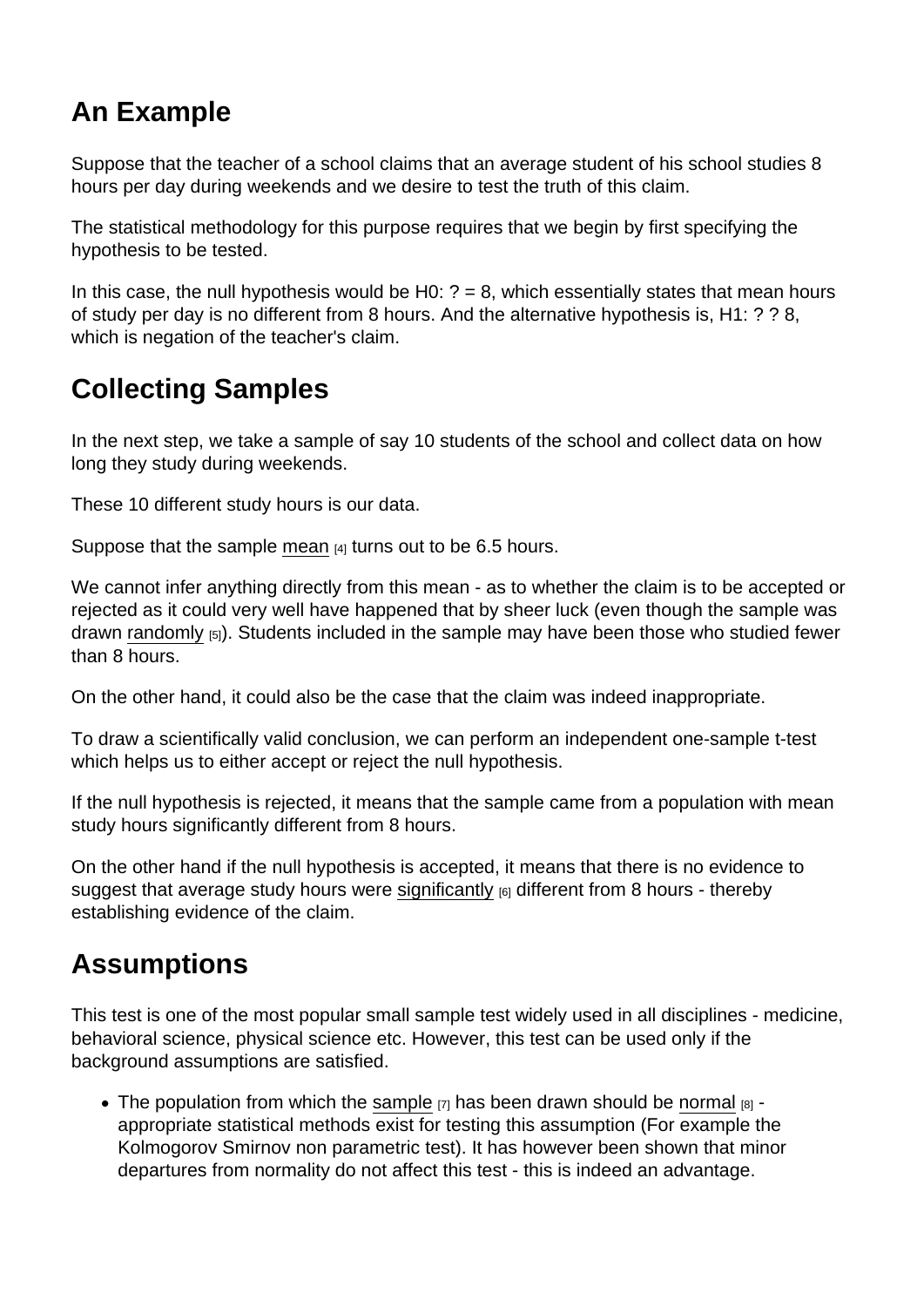## An Example

Suppose that the teacher of a school claims that an average student of his school studies 8 hours per day during weekends and we desire to test the truth of this claim.

The statistical methodology for this purpose requires that we begin by first specifying the hypothesis to be tested.

In this case, the null hypothesis would be H0: ? = 8, which essentially states that mean hours of study per day is no different from 8 hours. And the alternative hypothesis is, H1: ? ? 8, which is negation of the teacher's claim.

## Collecting Samples

In the next step, we take a sample of say 10 students of the school and collect data on how long they study during weekends.

These 10 different study hours is our data.

Suppose that the sample mean [4] turns out to be 6.5 hours.

We cannot infer anything directly from this mean - as to whether the claim is to be accepted or rejected as it could very well have happened that by sheer luck (even though the sample was drawn randomly [5]). Students included in the sample may have been those who studied fewer than 8 hours.

On the other hand, it could also be the case that the claim was indeed inappropriate.

To draw a scientifically valid conclusion, we can perform an independent one-sample t-test which helps us to either accept or reject the null hypothesis.

If the null hypothesis is rejected, it means that the sample came from a population with mean study hours significantly different from 8 hours.

On the other hand if the null hypothesis is accepted, it means that there is no evidence to suggest that average study hours were significantly [6] different from 8 hours - thereby establishing evidence of the claim.

## Assumptions

This test is one of the most popular small sample test widely used in all disciplines - medicine, behavioral science, physical science etc. However, this test can be used only if the background assumptions are satisfied.

- The population from which the sample [7] has been drawn should be normal [8] - appropriate statistical methods exist for testing this assumption (For example the Kolmogorov Smirnov non parametric test). It has however been shown that minor departures from normality do not affect this test - this is indeed an advantage.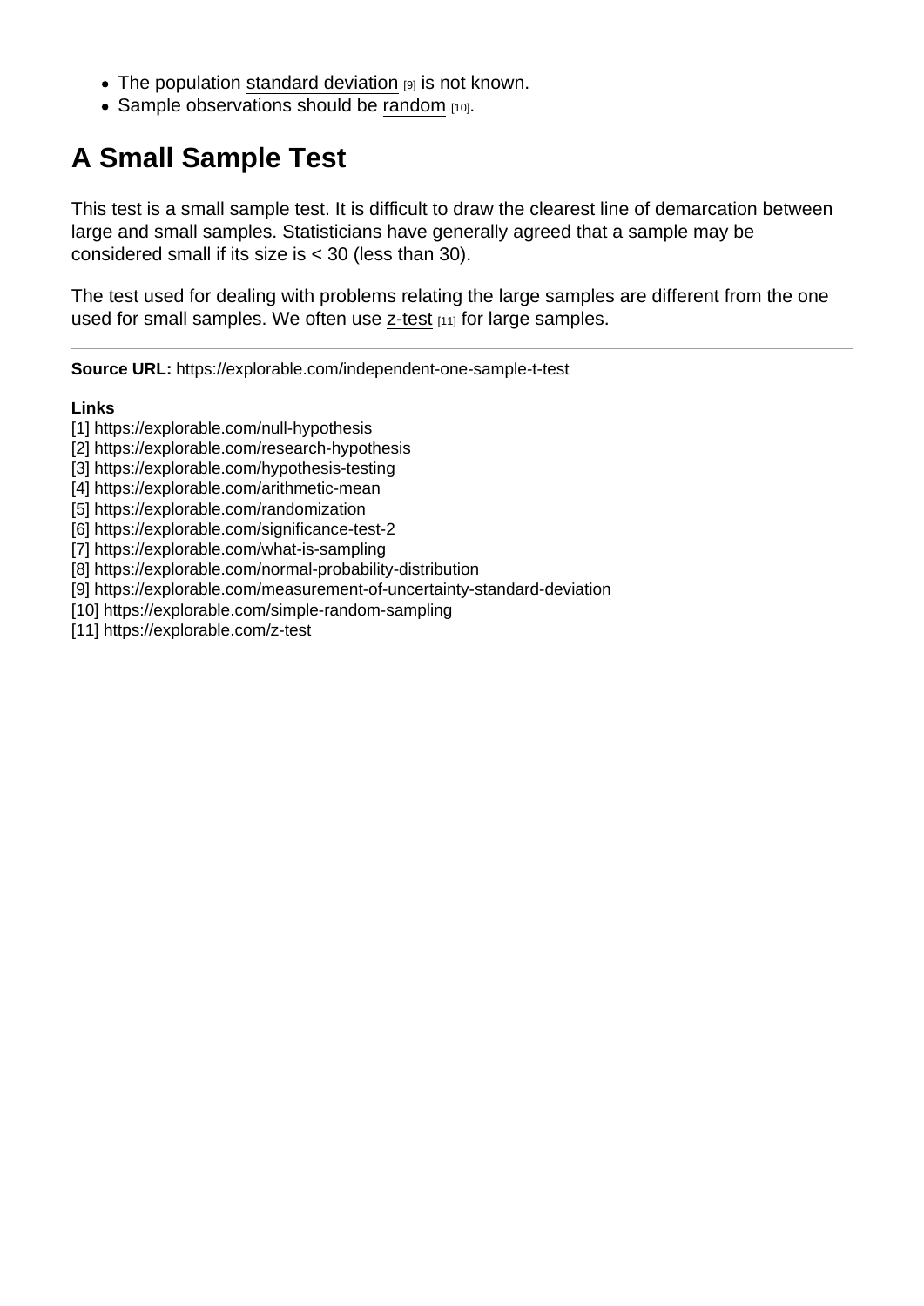- The population standard deviation [9] is not known.
- Sample observations should be random [10].

## A Small Sample Test

This test is a small sample test. It is difficult to draw the clearest line of demarcation between large and small samples. Statisticians have generally agreed that a sample may be considered small if its size is < 30 (less than 30).

The test used for dealing with problems relating the large samples are different from the one used for small samples. We often use z-test [11] for large samples.

---

**Source URL:** https://explorable.com/independent-one-sample-t-test

**Links**
[1] https://explorable.com/null-hypothesis
[2] https://explorable.com/research-hypothesis
[3] https://explorable.com/hypothesis-testing
[4] https://explorable.com/arithmetic-mean
[5] https://explorable.com/randomization
[6] https://explorable.com/significance-test-2
[7] https://explorable.com/what-is-sampling
[8] https://explorable.com/normal-probability-distribution
[9] https://explorable.com/measurement-of-uncertainty-standard-deviation
[10] https://explorable.com/simple-random-sampling
[11] https://explorable.com/z-test